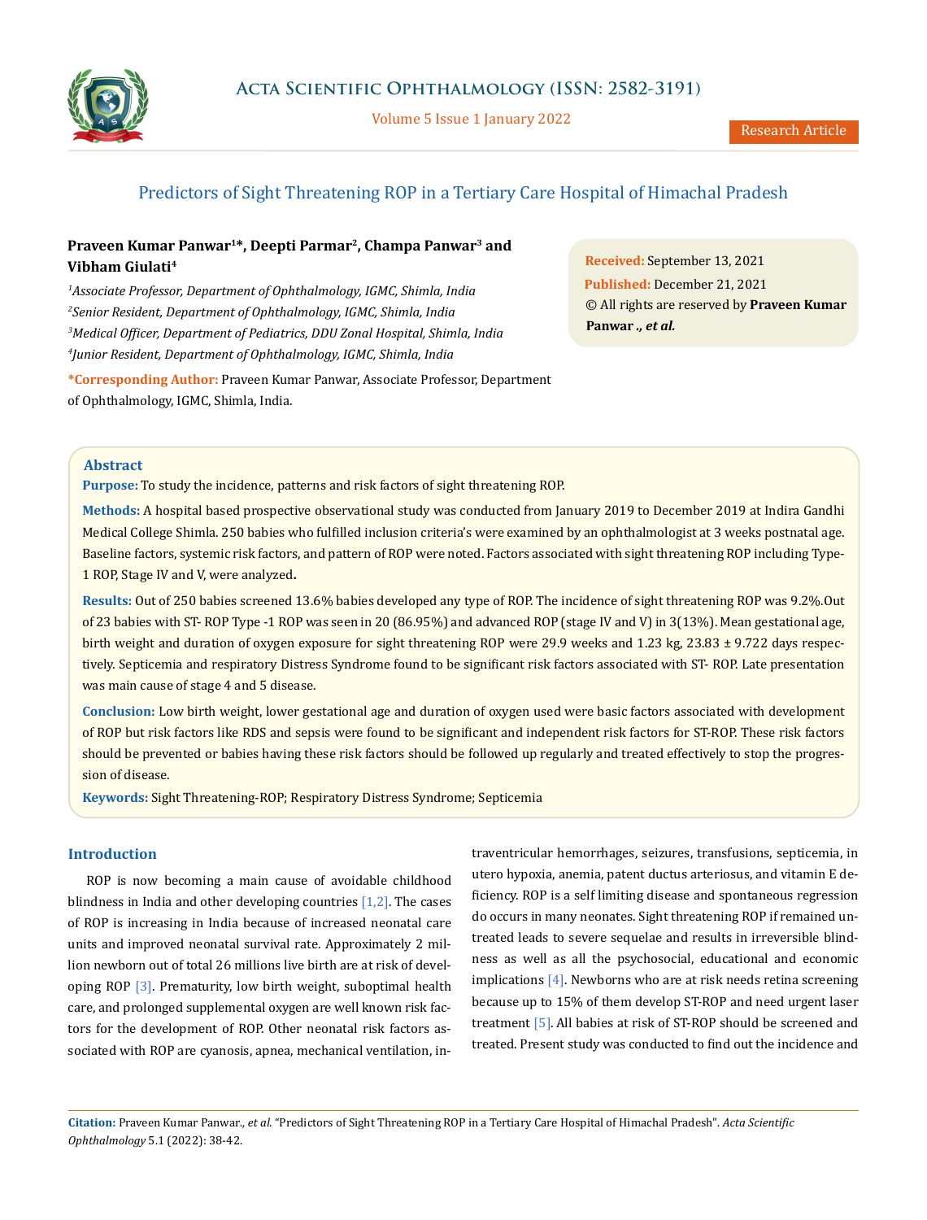# Predictors of Sight Threatening ROP in a Tertiary Care Hospital of Himachal Pradesh

**Praveen Kumar Panwar[1]\*, Deepti Parmar[2], Champa Panwar[3] and Vibham Giulati[4]**

[1]*Associate Professor, Department of Ophthalmology, IGMC, Shimla, India*
[2]*Senior Resident, Department of Ophthalmology, IGMC, Shimla, India*
[3]*Medical Officer, Department of Pediatrics, DDU Zonal Hospital, Shimla, India*
[4]*Junior Resident, Department of Ophthalmology, IGMC, Shimla, India*

**\*Corresponding Author:** Praveen Kumar Panwar, Associate Professor, Department of Ophthalmology, IGMC, Shimla, India.

**Received:** September 13, 2021
**Published:** December 21, 2021
© All rights are reserved by **Praveen Kumar Panwar *., et al.***

## Abstract

**Purpose:** To study the incidence, patterns and risk factors of sight threatening ROP.

**Methods:** A hospital based prospective observational study was conducted from January 2019 to December 2019 at Indira Gandhi Medical College Shimla. 250 babies who fulfilled inclusion criteria's were examined by an ophthalmologist at 3 weeks postnatal age. Baseline factors, systemic risk factors, and pattern of ROP were noted. Factors associated with sight threatening ROP including Type-1 ROP, Stage IV and V, were analyzed**.**

**Results:** Out of 250 babies screened 13.6% babies developed any type of ROP. The incidence of sight threatening ROP was 9.2%.Out of 23 babies with ST- ROP Type -1 ROP was seen in 20 (86.95%) and advanced ROP (stage IV and V) in 3(13%). Mean gestational age, birth weight and duration of oxygen exposure for sight threatening ROP were 29.9 weeks and 1.23 kg, 23.83 ± 9.722 days respectively. Septicemia and respiratory Distress Syndrome found to be significant risk factors associated with ST- ROP. Late presentation was main cause of stage 4 and 5 disease.

**Conclusion:** Low birth weight, lower gestational age and duration of oxygen used were basic factors associated with development of ROP but risk factors like RDS and sepsis were found to be significant and independent risk factors for ST-ROP. These risk factors should be prevented or babies having these risk factors should be followed up regularly and treated effectively to stop the progression of disease.

**Keywords:** Sight Threatening-ROP; Respiratory Distress Syndrome; Septicemia

## Introduction

ROP is now becoming a main cause of avoidable childhood blindness in India and other developing countries [1,2]. The cases of ROP is increasing in India because of increased neonatal care units and improved neonatal survival rate. Approximately 2 million newborn out of total 26 millions live birth are at risk of developing ROP [3]. Prematurity, low birth weight, suboptimal health care, and prolonged supplemental oxygen are well known risk factors for the development of ROP. Other neonatal risk factors associated with ROP are cyanosis, apnea, mechanical ventilation, intraventricular hemorrhages, seizures, transfusions, septicemia, in utero hypoxia, anemia, patent ductus arteriosus, and vitamin E deficiency. ROP is a self limiting disease and spontaneous regression do occurs in many neonates. Sight threatening ROP if remained untreated leads to severe sequelae and results in irreversible blindness as well as all the psychosocial, educational and economic implications [4]. Newborns who are at risk needs retina screening because up to 15% of them develop ST-ROP and need urgent laser treatment [5]. All babies at risk of ST-ROP should be screened and treated. Present study was conducted to find out the incidence and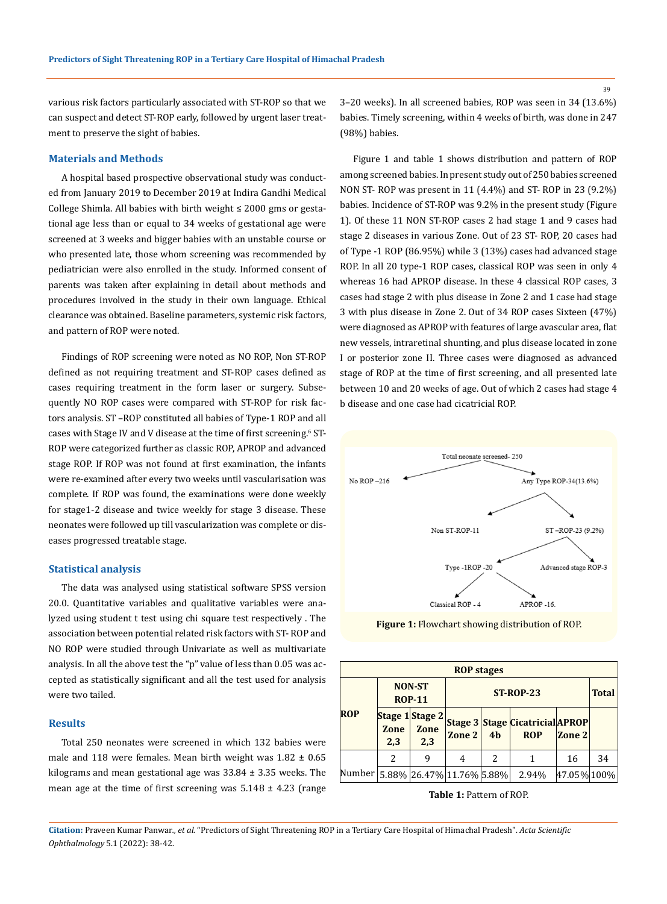various risk factors particularly associated with ST-ROP so that we can suspect and detect ST-ROP early, followed by urgent laser treatment to preserve the sight of babies.

## Materials and Methods

A hospital based prospective observational study was conducted from January 2019 to December 2019 at Indira Gandhi Medical College Shimla. All babies with birth weight ≤ 2000 gms or gestational age less than or equal to 34 weeks of gestational age were screened at 3 weeks and bigger babies with an unstable course or who presented late, those whom screening was recommended by pediatrician were also enrolled in the study. Informed consent of parents was taken after explaining in detail about methods and procedures involved in the study in their own language. Ethical clearance was obtained. Baseline parameters, systemic risk factors, and pattern of ROP were noted.

Findings of ROP screening were noted as NO ROP, Non ST-ROP defined as not requiring treatment and ST-ROP cases defined as cases requiring treatment in the form laser or surgery. Subsequently NO ROP cases were compared with ST-ROP for risk factors analysis. ST –ROP constituted all babies of Type-1 ROP and all cases with Stage IV and V disease at the time of first screening.[6] ST-ROP were categorized further as classic ROP, APROP and advanced stage ROP. If ROP was not found at first examination, the infants were re-examined after every two weeks until vascularisation was complete. If ROP was found, the examinations were done weekly for stage1-2 disease and twice weekly for stage 3 disease. These neonates were followed up till vascularization was complete or diseases progressed treatable stage.

## Statistical analysis

The data was analysed using statistical software SPSS version 20.0. Quantitative variables and qualitative variables were analyzed using student t test using chi square test respectively . The association between potential related risk factors with ST- ROP and NO ROP were studied through Univariate as well as multivariate analysis. In all the above test the "p" value of less than 0.05 was accepted as statistically significant and all the test used for analysis were two tailed.

## Results

Total 250 neonates were screened in which 132 babies were male and 118 were females. Mean birth weight was 1.82 ± 0.65 kilograms and mean gestational age was 33.84 ± 3.35 weeks. The mean age at the time of first screening was 5.148 ± 4.23 (range 3–20 weeks). In all screened babies, ROP was seen in 34 (13.6%) babies. Timely screening, within 4 weeks of birth, was done in 247 (98%) babies.

Figure 1 and table 1 shows distribution and pattern of ROP among screened babies. In present study out of 250 babies screened NON ST- ROP was present in 11 (4.4%) and ST- ROP in 23 (9.2%) babies. Incidence of ST-ROP was 9.2% in the present study (Figure 1). Of these 11 NON ST-ROP cases 2 had stage 1 and 9 cases had stage 2 diseases in various Zone. Out of 23 ST- ROP, 20 cases had of Type -1 ROP (86.95%) while 3 (13%) cases had advanced stage ROP. In all 20 type-1 ROP cases, classical ROP was seen in only 4 whereas 16 had APROP disease. In these 4 classical ROP cases, 3 cases had stage 2 with plus disease in Zone 2 and 1 case had stage 3 with plus disease in Zone 2. Out of 34 ROP cases Sixteen (47%) were diagnosed as APROP with features of large avascular area, flat new vessels, intraretinal shunting, and plus disease located in zone I or posterior zone II. Three cases were diagnosed as advanced stage of ROP at the time of first screening, and all presented late between 10 and 20 weeks of age. Out of which 2 cases had stage 4 b disease and one case had cicatricial ROP.

Total neonate screened- 250
- No ROP –216
- Any Type ROP-34 (13.6%)
  - Non ST-ROP-11
  - ST –ROP-23 (9.2%)
    - Type -1ROP -20
      - Classical ROP - 4
      - APROP -16.
    - Advanced stage ROP-3

**Figure 1:** Flowchart showing distribution of ROP.

| ROP stages | | | | | | | |
|---|---|---|---|---|---|---|---|
| ROP | NON-ST ROP-11 | | ST-ROP-23 | | | | Total |
| | Stage 1 Zone 2,3 | Stage 2 Zone 2,3 | Stage 3 Zone 2 | Stage 4b | Cicatricial ROP | APROP Zone 2 | |
| Number | 2 | 9 | 4 | 2 | 1 | 16 | 34 |
| | 5.88% | 26.47% | 11.76% | 5.88% | 2.94% | 47.05% | 100% |

**Table 1:** Pattern of ROP.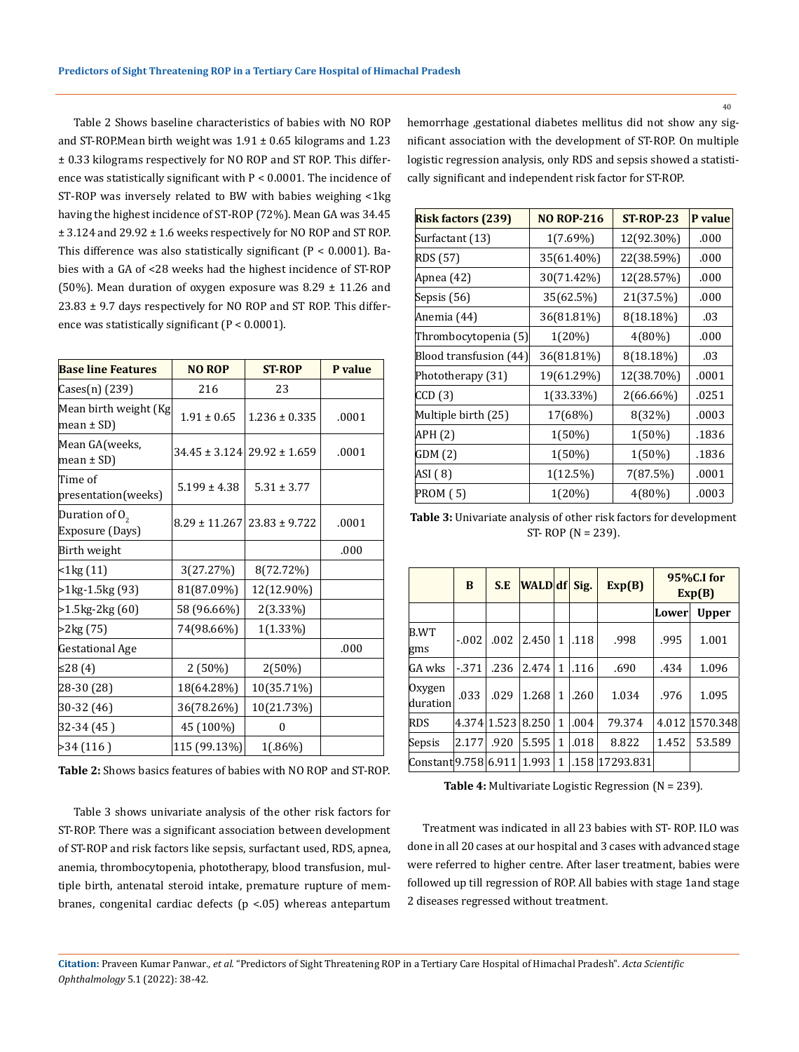Table 2 Shows baseline characteristics of babies with NO ROP and ST-ROP.Mean birth weight was 1.91 ± 0.65 kilograms and 1.23 ± 0.33 kilograms respectively for NO ROP and ST ROP. This difference was statistically significant with P < 0.0001. The incidence of ST-ROP was inversely related to BW with babies weighing <1kg having the highest incidence of ST-ROP (72%). Mean GA was 34.45 ± 3.124 and 29.92 ± 1.6 weeks respectively for NO ROP and ST ROP. This difference was also statistically significant (P < 0.0001). Babies with a GA of <28 weeks had the highest incidence of ST-ROP (50%). Mean duration of oxygen exposure was 8.29 ± 11.26 and 23.83 ± 9.7 days respectively for NO ROP and ST ROP. This difference was statistically significant (P < 0.0001).

| Base line Features | NO ROP | ST-ROP | P value |
|---|---|---|---|
| Cases(n) (239) | 216 | 23 | |
| Mean birth weight (Kg mean ± SD) | 1.91 ± 0.65 | 1.236 ± 0.335 | .0001 |
| Mean GA(weeks, mean ± SD) | 34.45 ± 3.124 | 29.92 ± 1.659 | .0001 |
| Time of presentation(weeks) | 5.199 ± 4.38 | 5.31 ± 3.77 | |
| Duration of $O_2$ Exposure (Days) | 8.29 ± 11.267 | 23.83 ± 9.722 | .0001 |
| Birth weight | | | .000 |
| <1kg (11) | 3(27.27%) | 8(72.72%) | |
| >1kg-1.5kg (93) | 81(87.09%) | 12(12.90%) | |
| >1.5kg-2kg (60) | 58 (96.66%) | 2(3.33%) | |
| >2kg (75) | 74(98.66%) | 1(1.33%) | |
| Gestational Age | | | .000 |
| ≤28 (4) | 2 (50%) | 2(50%) | |
| 28-30 (28) | 18(64.28%) | 10(35.71%) | |
| 30-32 (46) | 36(78.26%) | 10(21.73%) | |
| 32-34 (45 ) | 45 (100%) | 0 | |
| >34 (116 ) | 115 (99.13%) | 1(.86%) | |

**Table 2:** Shows basics features of babies with NO ROP and ST-ROP.

Table 3 shows univariate analysis of the other risk factors for ST-ROP. There was a significant association between development of ST-ROP and risk factors like sepsis, surfactant used, RDS, apnea, anemia, thrombocytopenia, phototherapy, blood transfusion, multiple birth, antenatal steroid intake, premature rupture of membranes, congenital cardiac defects (p <.05) whereas antepartum hemorrhage ,gestational diabetes mellitus did not show any significant association with the development of ST-ROP. On multiple logistic regression analysis, only RDS and sepsis showed a statistically significant and independent risk factor for ST-ROP.

| Risk factors (239) | NO ROP-216 | ST-ROP-23 | P value |
|---|---|---|---|
| Surfactant (13) | 1(7.69%) | 12(92.30%) | .000 |
| RDS (57) | 35(61.40%) | 22(38.59%) | .000 |
| Apnea (42) | 30(71.42%) | 12(28.57%) | .000 |
| Sepsis (56) | 35(62.5%) | 21(37.5%) | .000 |
| Anemia (44) | 36(81.81%) | 8(18.18%) | .03 |
| Thrombocytopenia (5) | 1(20%) | 4(80%) | .000 |
| Blood transfusion (44) | 36(81.81%) | 8(18.18%) | .03 |
| Phototherapy (31) | 19(61.29%) | 12(38.70%) | .0001 |
| CCD (3) | 1(33.33%) | 2(66.66%) | .0251 |
| Multiple birth (25) | 17(68%) | 8(32%) | .0003 |
| APH (2) | 1(50%) | 1(50%) | .1836 |
| GDM (2) | 1(50%) | 1(50%) | .1836 |
| ASI ( 8) | 1(12.5%) | 7(87.5%) | .0001 |
| PROM ( 5) | 1(20%) | 4(80%) | .0003 |

**Table 3:** Univariate analysis of other risk factors for development ST- ROP (N = 239).

| | B | S.E | WALD | df | Sig. | Exp(B) | 95%C.I for Exp(B) | |
|---|---|---|---|---|---|---|---|---|
| | | | | | | | Lower | Upper |
| B.WT gms | -.002 | .002 | 2.450 | 1 | .118 | .998 | .995 | 1.001 |
| GA wks | -.371 | .236 | 2.474 | 1 | .116 | .690 | .434 | 1.096 |
| Oxygen duration | .033 | .029 | 1.268 | 1 | .260 | 1.034 | .976 | 1.095 |
| RDS | 4.374 | 1.523 | 8.250 | 1 | .004 | 79.374 | 4.012 | 1570.348 |
| Sepsis | 2.177 | .920 | 5.595 | 1 | .018 | 8.822 | 1.452 | 53.589 |
| Constant | 9.758 | 6.911 | 1.993 | 1 | .158 | 17293.831 | | |

**Table 4:** Multivariate Logistic Regression (N = 239).

Treatment was indicated in all 23 babies with ST- ROP. ILO was done in all 20 cases at our hospital and 3 cases with advanced stage were referred to higher centre. After laser treatment, babies were followed up till regression of ROP. All babies with stage 1and stage 2 diseases regressed without treatment.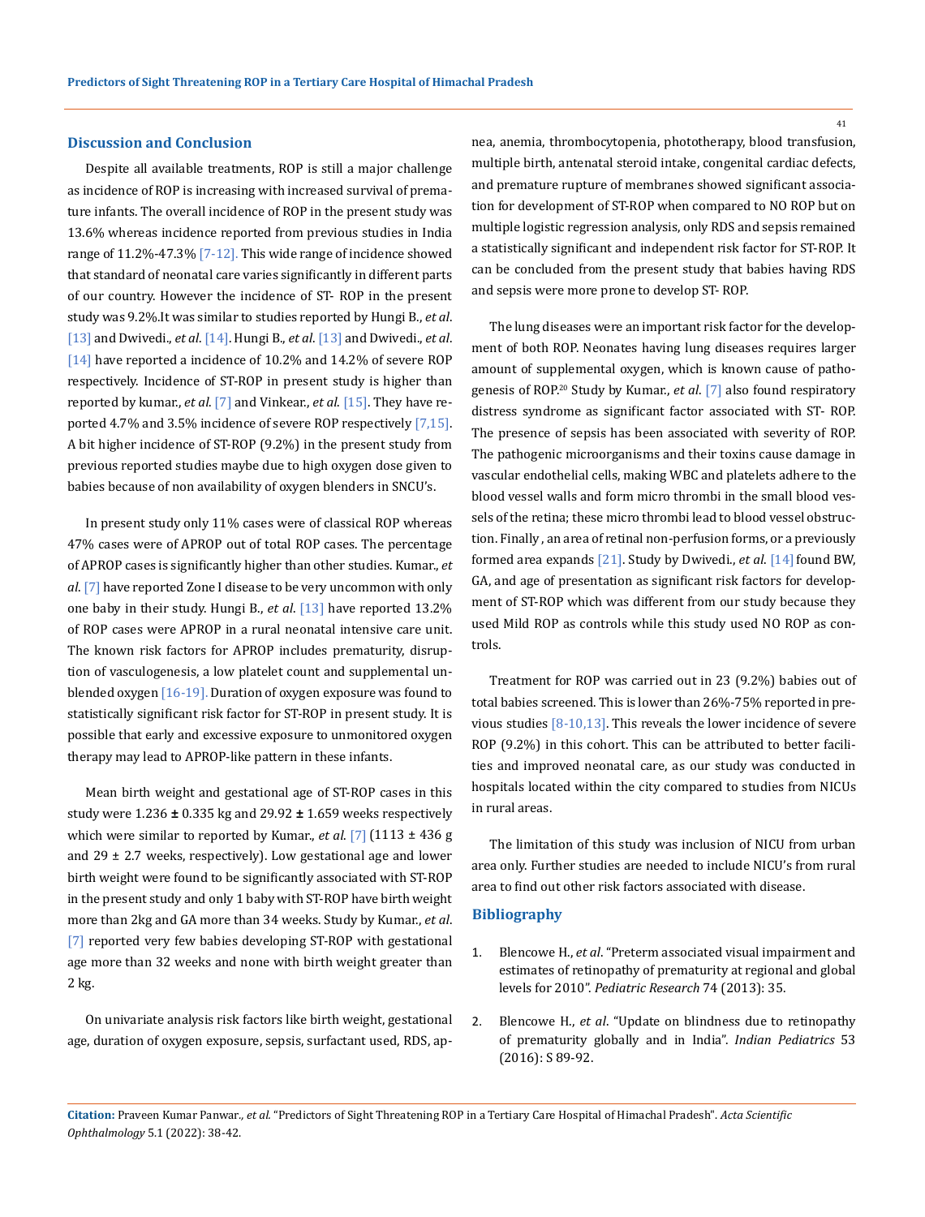## Discussion and Conclusion

Despite all available treatments, ROP is still a major challenge as incidence of ROP is increasing with increased survival of premature infants. The overall incidence of ROP in the present study was 13.6% whereas incidence reported from previous studies in India range of 11.2%-47.3% [7-12]. This wide range of incidence showed that standard of neonatal care varies significantly in different parts of our country. However the incidence of ST- ROP in the present study was 9.2%.It was similar to studies reported by Hungi B., *et al*. [13] and Dwivedi., *et al*. [14]. Hungi B., *et al*. [13] and Dwivedi., *et al*. [14] have reported a incidence of 10.2% and 14.2% of severe ROP respectively. Incidence of ST-ROP in present study is higher than reported by kumar., *et al*. [7] and Vinkear., *et al*. [15]. They have reported 4.7% and 3.5% incidence of severe ROP respectively [7,15]. A bit higher incidence of ST-ROP (9.2%) in the present study from previous reported studies maybe due to high oxygen dose given to babies because of non availability of oxygen blenders in SNCU's.

In present study only 11% cases were of classical ROP whereas 47% cases were of APROP out of total ROP cases. The percentage of APROP cases is significantly higher than other studies. Kumar., *et al*. [7] have reported Zone I disease to be very uncommon with only one baby in their study. Hungi B., *et al*. [13] have reported 13.2% of ROP cases were APROP in a rural neonatal intensive care unit. The known risk factors for APROP includes prematurity, disruption of vasculogenesis, a low platelet count and supplemental unblended oxygen [16-19]. Duration of oxygen exposure was found to statistically significant risk factor for ST-ROP in present study. It is possible that early and excessive exposure to unmonitored oxygen therapy may lead to APROP-like pattern in these infants.

Mean birth weight and gestational age of ST-ROP cases in this study were 1.236 ± 0.335 kg and 29.92 ± 1.659 weeks respectively which were similar to reported by Kumar., *et al*. [7] (1113 ± 436 g and 29 ± 2.7 weeks, respectively). Low gestational age and lower birth weight were found to be significantly associated with ST-ROP in the present study and only 1 baby with ST-ROP have birth weight more than 2kg and GA more than 34 weeks. Study by Kumar., *et al*. [7] reported very few babies developing ST-ROP with gestational age more than 32 weeks and none with birth weight greater than 2 kg.

On univariate analysis risk factors like birth weight, gestational age, duration of oxygen exposure, sepsis, surfactant used, RDS, apnea, anemia, thrombocytopenia, phototherapy, blood transfusion, multiple birth, antenatal steroid intake, congenital cardiac defects, and premature rupture of membranes showed significant association for development of ST-ROP when compared to NO ROP but on multiple logistic regression analysis, only RDS and sepsis remained a statistically significant and independent risk factor for ST-ROP. It can be concluded from the present study that babies having RDS and sepsis were more prone to develop ST- ROP.

The lung diseases were an important risk factor for the development of both ROP. Neonates having lung diseases requires larger amount of supplemental oxygen, which is known cause of pathogenesis of ROP.[20] Study by Kumar., *et al*. [7] also found respiratory distress syndrome as significant factor associated with ST- ROP. The presence of sepsis has been associated with severity of ROP. The pathogenic microorganisms and their toxins cause damage in vascular endothelial cells, making WBC and platelets adhere to the blood vessel walls and form micro thrombi in the small blood vessels of the retina; these micro thrombi lead to blood vessel obstruction. Finally , an area of retinal non-perfusion forms, or a previously formed area expands [21]. Study by Dwivedi., *et al*. [14] found BW, GA, and age of presentation as significant risk factors for development of ST-ROP which was different from our study because they used Mild ROP as controls while this study used NO ROP as controls.

Treatment for ROP was carried out in 23 (9.2%) babies out of total babies screened. This is lower than 26%-75% reported in previous studies [8-10,13]. This reveals the lower incidence of severe ROP (9.2%) in this cohort. This can be attributed to better facilities and improved neonatal care, as our study was conducted in hospitals located within the city compared to studies from NICUs in rural areas.

The limitation of this study was inclusion of NICU from urban area only. Further studies are needed to include NICU's from rural area to find out other risk factors associated with disease.

## Bibliography

1. Blencowe H., *et al*. "Preterm associated visual impairment and estimates of retinopathy of prematurity at regional and global levels for 2010". *Pediatric Research* 74 (2013): 35.
2. Blencowe H., *et al*. "Update on blindness due to retinopathy of prematurity globally and in India". *Indian Pediatrics* 53 (2016): S 89-92.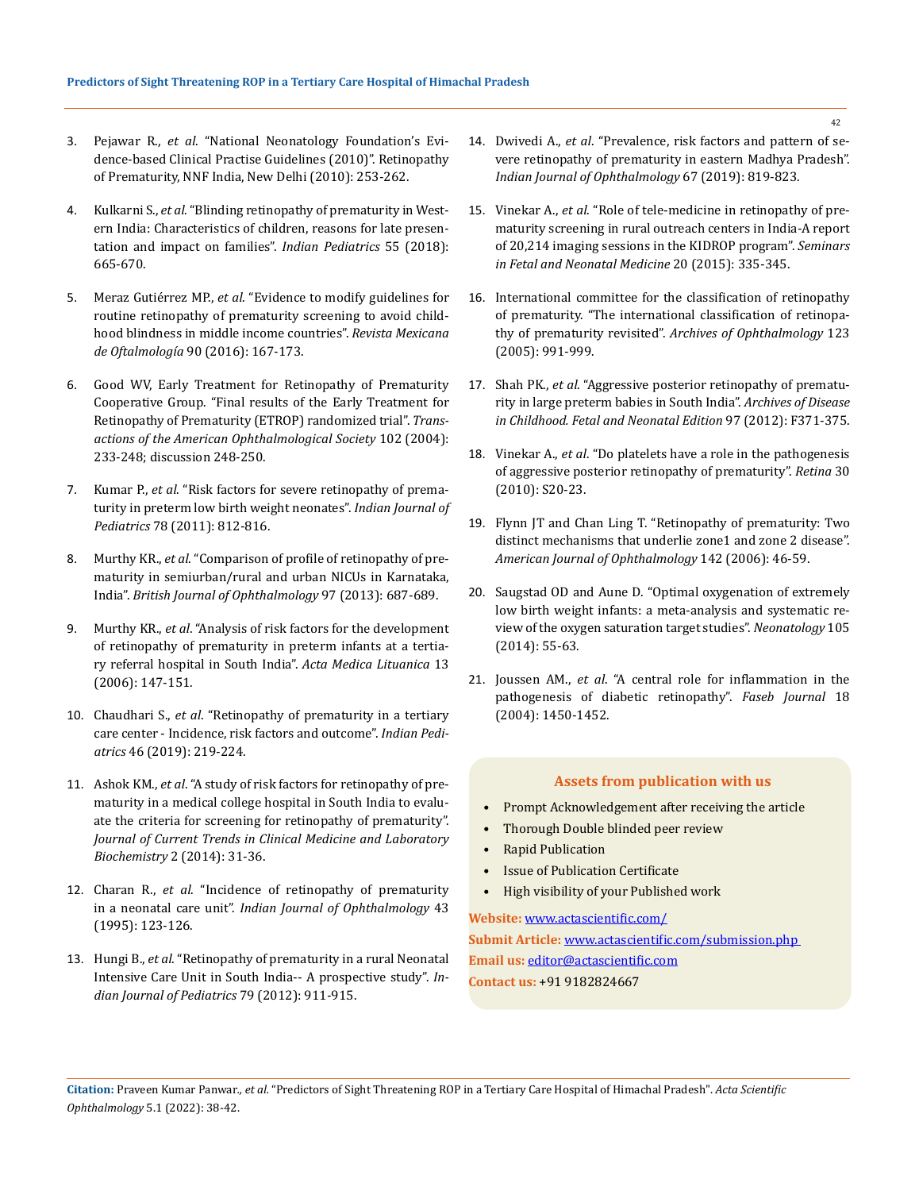3. Pejawar R., *et al.* "National Neonatology Foundation's Evidence-based Clinical Practise Guidelines (2010)". Retinopathy of Prematurity, NNF India, New Delhi (2010): 253-262.

4. Kulkarni S., *et al.* "Blinding retinopathy of prematurity in Western India: Characteristics of children, reasons for late presentation and impact on families". *Indian Pediatrics* 55 (2018): 665-670.

5. Meraz Gutiérrez MP., *et al.* "Evidence to modify guidelines for routine retinopathy of prematurity screening to avoid childhood blindness in middle income countries". *Revista Mexicana de Oftalmología* 90 (2016): 167-173.

6. Good WV, Early Treatment for Retinopathy of Prematurity Cooperative Group. "Final results of the Early Treatment for Retinopathy of Prematurity (ETROP) randomized trial". *Transactions of the American Ophthalmological Society* 102 (2004): 233-248; discussion 248-250.

7. Kumar P., *et al.* "Risk factors for severe retinopathy of prematurity in preterm low birth weight neonates". *Indian Journal of Pediatrics* 78 (2011): 812-816.

8. Murthy KR., *et al.* "Comparison of profile of retinopathy of prematurity in semiurban/rural and urban NICUs in Karnataka, India". *British Journal of Ophthalmology* 97 (2013): 687-689.

9. Murthy KR., *et al.* "Analysis of risk factors for the development of retinopathy of prematurity in preterm infants at a tertiary referral hospital in South India". *Acta Medica Lituanica* 13 (2006): 147-151.

10. Chaudhari S., *et al.* "Retinopathy of prematurity in a tertiary care center - Incidence, risk factors and outcome". *Indian Pediatrics* 46 (2019): 219-224.

11. Ashok KM., *et al.* "A study of risk factors for retinopathy of prematurity in a medical college hospital in South India to evaluate the criteria for screening for retinopathy of prematurity". *Journal of Current Trends in Clinical Medicine and Laboratory Biochemistry* 2 (2014): 31-36.

12. Charan R., *et al.* "Incidence of retinopathy of prematurity in a neonatal care unit". *Indian Journal of Ophthalmology* 43 (1995): 123-126.

13. Hungi B., *et al.* "Retinopathy of prematurity in a rural Neonatal Intensive Care Unit in South India-- A prospective study". *Indian Journal of Pediatrics* 79 (2012): 911-915.

14. Dwivedi A., *et al.* "Prevalence, risk factors and pattern of severe retinopathy of prematurity in eastern Madhya Pradesh". *Indian Journal of Ophthalmology* 67 (2019): 819-823.

15. Vinekar A., *et al.* "Role of tele-medicine in retinopathy of prematurity screening in rural outreach centers in India-A report of 20,214 imaging sessions in the KIDROP program". *Seminars in Fetal and Neonatal Medicine* 20 (2015): 335-345.

16. International committee for the classification of retinopathy of prematurity. "The international classification of retinopathy of prematurity revisited". *Archives of Ophthalmology* 123 (2005): 991-999.

17. Shah PK., *et al.* "Aggressive posterior retinopathy of prematurity in large preterm babies in South India". *Archives of Disease in Childhood. Fetal and Neonatal Edition* 97 (2012): F371-375.

18. Vinekar A., *et al.* "Do platelets have a role in the pathogenesis of aggressive posterior retinopathy of prematurity". *Retina* 30 (2010): S20-23.

19. Flynn JT and Chan Ling T. "Retinopathy of prematurity: Two distinct mechanisms that underlie zone1 and zone 2 disease". *American Journal of Ophthalmology* 142 (2006): 46-59.

20. Saugstad OD and Aune D. "Optimal oxygenation of extremely low birth weight infants: a meta-analysis and systematic review of the oxygen saturation target studies". *Neonatology* 105 (2014): 55-63.

21. Joussen AM., *et al.* "A central role for inflammation in the pathogenesis of diabetic retinopathy". *Faseb Journal* 18 (2004): 1450-1452.

**Assets from publication with us**

- Prompt Acknowledgement after receiving the article
- Thorough Double blinded peer review
- Rapid Publication
- Issue of Publication Certificate
- High visibility of your Published work

**Website:** www.actascientific.com/
**Submit Article:** www.actascientific.com/submission.php
**Email us:** editor@actascientific.com
**Contact us:** +91 9182824667